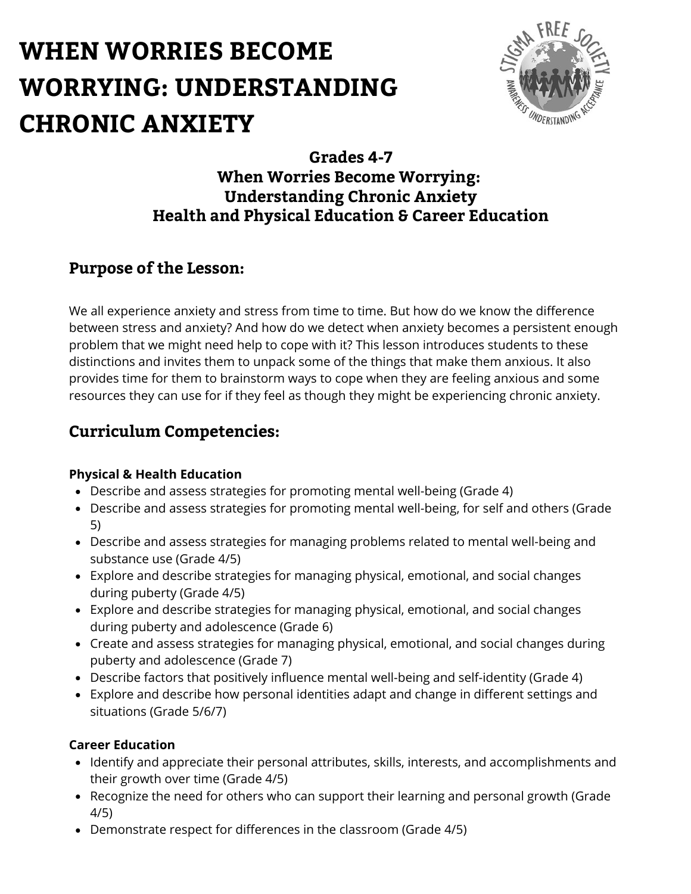# WHEN WORRIES BECOME WORRYING: UNDERSTANDING CHRONIC ANXIETY

**Grades 4-7**
**When Worries Become Worrying:**
**Understanding Chronic Anxiety**
**Health and Physical Education & Career Education**

## Purpose of the Lesson:

We all experience anxiety and stress from time to time. But how do we know the difference between stress and anxiety? And how do we detect when anxiety becomes a persistent enough problem that we might need help to cope with it? This lesson introduces students to these distinctions and invites them to unpack some of the things that make them anxious. It also provides time for them to brainstorm ways to cope when they are feeling anxious and some resources they can use for if they feel as though they might be experiencing chronic anxiety.

## Curriculum Competencies:

**Physical & Health Education**

- Describe and assess strategies for promoting mental well-being (Grade 4)
- Describe and assess strategies for promoting mental well-being, for self and others (Grade 5)
- Describe and assess strategies for managing problems related to mental well-being and substance use (Grade 4/5)
- Explore and describe strategies for managing physical, emotional, and social changes during puberty (Grade 4/5)
- Explore and describe strategies for managing physical, emotional, and social changes during puberty and adolescence (Grade 6)
- Create and assess strategies for managing physical, emotional, and social changes during puberty and adolescence (Grade 7)
- Describe factors that positively influence mental well-being and self-identity (Grade 4)
- Explore and describe how personal identities adapt and change in different settings and situations (Grade 5/6/7)

**Career Education**

- Identify and appreciate their personal attributes, skills, interests, and accomplishments and their growth over time (Grade 4/5)
- Recognize the need for others who can support their learning and personal growth (Grade 4/5)
- Demonstrate respect for differences in the classroom (Grade 4/5)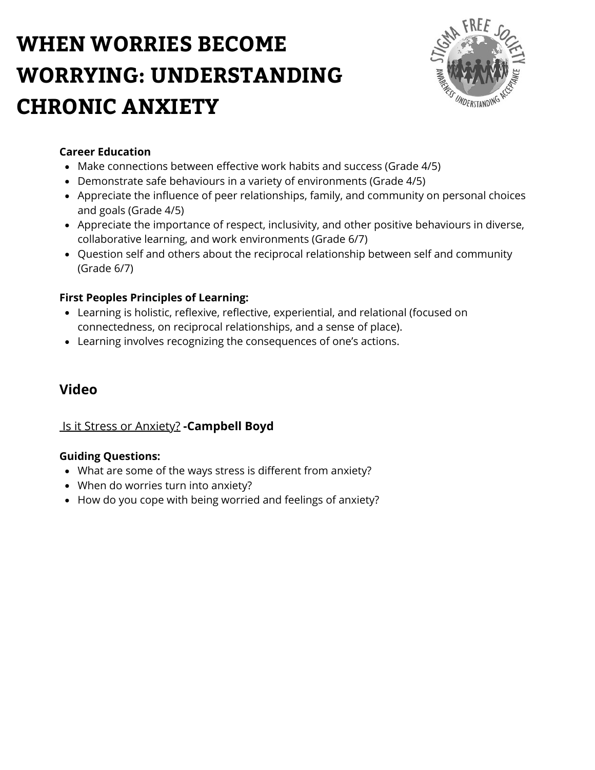# WHEN WORRIES BECOME WORRYING: UNDERSTANDING CHRONIC ANXIETY

**Career Education**

- Make connections between effective work habits and success (Grade 4/5)
- Demonstrate safe behaviours in a variety of environments (Grade 4/5)
- Appreciate the influence of peer relationships, family, and community on personal choices and goals (Grade 4/5)
- Appreciate the importance of respect, inclusivity, and other positive behaviours in diverse, collaborative learning, and work environments (Grade 6/7)
- Question self and others about the reciprocal relationship between self and community (Grade 6/7)

**First Peoples Principles of Learning:**

- Learning is holistic, reflexive, reflective, experiential, and relational (focused on connectedness, on reciprocal relationships, and a sense of place).
- Learning involves recognizing the consequences of one's actions.

## Video

Is it Stress or Anxiety? **-Campbell Boyd**

**Guiding Questions:**

- What are some of the ways stress is different from anxiety?
- When do worries turn into anxiety?
- How do you cope with being worried and feelings of anxiety?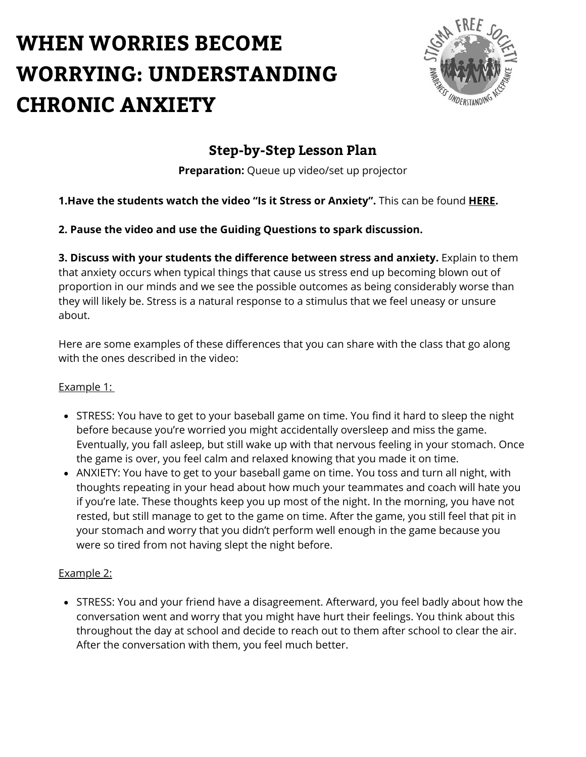# WHEN WORRIES BECOME WORRYING: UNDERSTANDING CHRONIC ANXIETY

## Step-by-Step Lesson Plan

**Preparation:** Queue up video/set up projector

**1.Have the students watch the video "Is it Stress or Anxiety".** This can be found **HERE.**

**2. Pause the video and use the Guiding Questions to spark discussion.**

**3. Discuss with your students the difference between stress and anxiety.** Explain to them that anxiety occurs when typical things that cause us stress end up becoming blown out of proportion in our minds and we see the possible outcomes as being considerably worse than they will likely be. Stress is a natural response to a stimulus that we feel uneasy or unsure about.

Here are some examples of these differences that you can share with the class that go along with the ones described in the video:

Example 1:

- STRESS: You have to get to your baseball game on time. You find it hard to sleep the night before because you're worried you might accidentally oversleep and miss the game. Eventually, you fall asleep, but still wake up with that nervous feeling in your stomach. Once the game is over, you feel calm and relaxed knowing that you made it on time.
- ANXIETY: You have to get to your baseball game on time. You toss and turn all night, with thoughts repeating in your head about how much your teammates and coach will hate you if you're late. These thoughts keep you up most of the night. In the morning, you have not rested, but still manage to get to the game on time. After the game, you still feel that pit in your stomach and worry that you didn't perform well enough in the game because you were so tired from not having slept the night before.

Example 2:

- STRESS: You and your friend have a disagreement. Afterward, you feel badly about how the conversation went and worry that you might have hurt their feelings. You think about this throughout the day at school and decide to reach out to them after school to clear the air. After the conversation with them, you feel much better.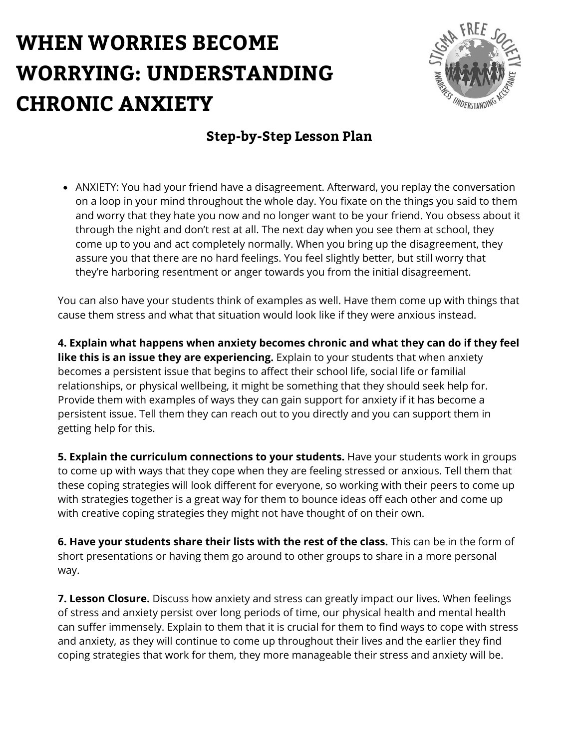# WHEN WORRIES BECOME WORRYING: UNDERSTANDING CHRONIC ANXIETY

## Step-by-Step Lesson Plan

- ANXIETY: You had your friend have a disagreement. Afterward, you replay the conversation on a loop in your mind throughout the whole day. You fixate on the things you said to them and worry that they hate you now and no longer want to be your friend. You obsess about it through the night and don't rest at all. The next day when you see them at school, they come up to you and act completely normally. When you bring up the disagreement, they assure you that there are no hard feelings. You feel slightly better, but still worry that they're harboring resentment or anger towards you from the initial disagreement.

You can also have your students think of examples as well. Have them come up with things that cause them stress and what that situation would look like if they were anxious instead.

**4. Explain what happens when anxiety becomes chronic and what they can do if they feel like this is an issue they are experiencing.** Explain to your students that when anxiety becomes a persistent issue that begins to affect their school life, social life or familial relationships, or physical wellbeing, it might be something that they should seek help for. Provide them with examples of ways they can gain support for anxiety if it has become a persistent issue. Tell them they can reach out to you directly and you can support them in getting help for this.

**5. Explain the curriculum connections to your students.** Have your students work in groups to come up with ways that they cope when they are feeling stressed or anxious. Tell them that these coping strategies will look different for everyone, so working with their peers to come up with strategies together is a great way for them to bounce ideas off each other and come up with creative coping strategies they might not have thought of on their own.

**6. Have your students share their lists with the rest of the class.** This can be in the form of short presentations or having them go around to other groups to share in a more personal way.

**7. Lesson Closure.** Discuss how anxiety and stress can greatly impact our lives. When feelings of stress and anxiety persist over long periods of time, our physical health and mental health can suffer immensely. Explain to them that it is crucial for them to find ways to cope with stress and anxiety, as they will continue to come up throughout their lives and the earlier they find coping strategies that work for them, they more manageable their stress and anxiety will be.